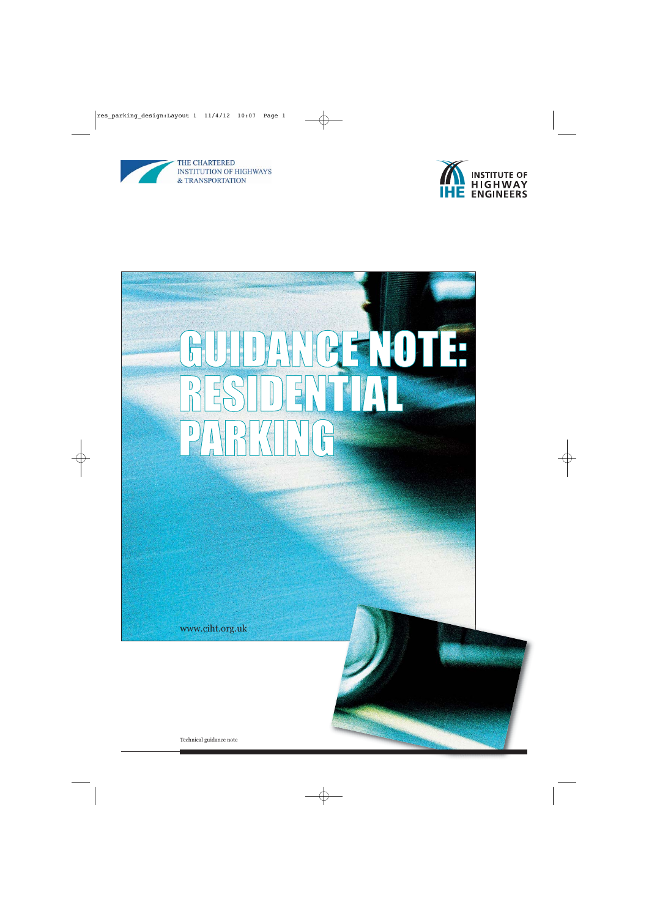THE CHARTERED INSTITUTION OF HIGHWAYS & TRANSPORTATION

INSTITUTE OF HIGHWAY ENGINEERS

IHE

# GUIDANCE NOTE: RESIDENTIAL PARKING

www.ciht.org.uk

Technical guidance note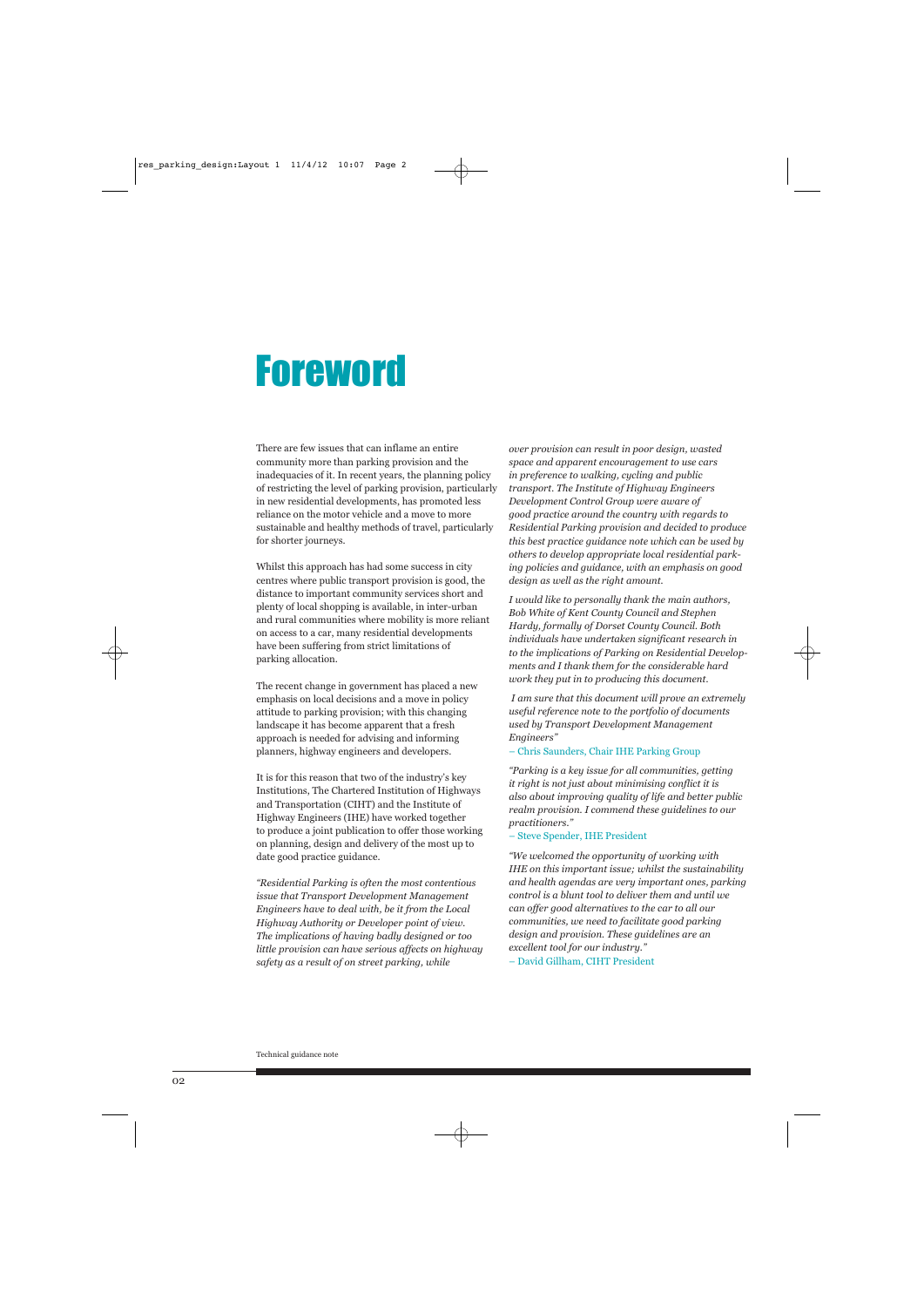# Foreword

There are few issues that can inflame an entire community more than parking provision and the inadequacies of it. In recent years, the planning policy of restricting the level of parking provision, particularly in new residential developments, has promoted less reliance on the motor vehicle and a move to more sustainable and healthy methods of travel, particularly for shorter journeys.

Whilst this approach has had some success in city centres where public transport provision is good, the distance to important community services short and plenty of local shopping is available, in inter-urban and rural communities where mobility is more reliant on access to a car, many residential developments have been suffering from strict limitations of parking allocation.

The recent change in government has placed a new emphasis on local decisions and a move in policy attitude to parking provision; with this changing landscape it has become apparent that a fresh approach is needed for advising and informing planners, highway engineers and developers.

It is for this reason that two of the industry's key Institutions, The Chartered Institution of Highways and Transportation (CIHT) and the Institute of Highway Engineers (IHE) have worked together to produce a joint publication to offer those working on planning, design and delivery of the most up to date good practice guidance.

*"Residential Parking is often the most contentious issue that Transport Development Management Engineers have to deal with, be it from the Local Highway Authority or Developer point of view. The implications of having badly designed or too little provision can have serious affects on highway safety as a result of on street parking, while over provision can result in poor design, wasted space and apparent encouragement to use cars in preference to walking, cycling and public transport. The Institute of Highway Engineers Development Control Group were aware of good practice around the country with regards to Residential Parking provision and decided to produce this best practice guidance note which can be used by others to develop appropriate local residential parking policies and guidance, with an emphasis on good design as well as the right amount.*

*I would like to personally thank the main authors, Bob White of Kent County Council and Stephen Hardy, formally of Dorset County Council. Both individuals have undertaken significant research in to the implications of Parking on Residential Developments and I thank them for the considerable hard work they put in to producing this document.*

*I am sure that this document will prove an extremely useful reference note to the portfolio of documents used by Transport Development Management Engineers"*

– Chris Saunders, Chair IHE Parking Group

*"Parking is a key issue for all communities, getting it right is not just about minimising conflict it is also about improving quality of life and better public realm provision. I commend these guidelines to our practitioners."*

– Steve Spender, IHE President

*"We welcomed the opportunity of working with IHE on this important issue; whilst the sustainability and health agendas are very important ones, parking control is a blunt tool to deliver them and until we can offer good alternatives to the car to all our communities, we need to facilitate good parking design and provision. These guidelines are an excellent tool for our industry."*

– David Gillham, CIHT President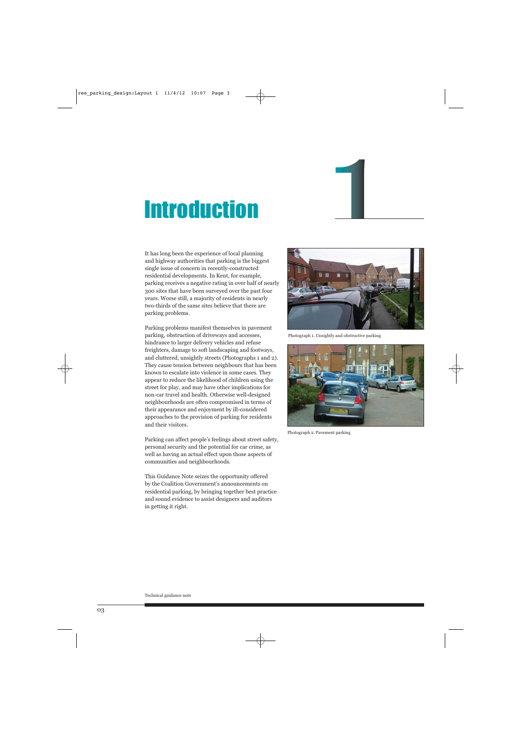# 1 Introduction

It has long been the experience of local planning and highway authorities that parking is the biggest single issue of concern in recently-constructed residential developments. In Kent, for example, parking receives a negative rating in over half of nearly 300 sites that have been surveyed over the past four years. Worse still, a majority of residents in nearly two-thirds of the same sites believe that there are parking problems.

Parking problems manifest themselves in pavement parking, obstruction of driveways and accesses, hindrance to larger delivery vehicles and refuse freighters, damage to soft landscaping and footways, and cluttered, unsightly streets (Photographs 1 and 2). They cause tension between neighbours that has been known to escalate into violence in some cases. They appear to reduce the likelihood of children using the street for play, and may have other implications for non-car travel and health. Otherwise well-designed neighbourhoods are often compromised in terms of their appearance and enjoyment by ill-considered approaches to the provision of parking for residents and their visitors.

Parking can affect people's feelings about street safety, personal security and the potential for car crime, as well as having an actual effect upon those aspects of communities and neighbourhoods.

This Guidance Note seizes the opportunity offered by the Coalition Government's announcements on residential parking, by bringing together best practice and sound evidence to assist designers and auditors in getting it right.

Photograph 1. Unsightly and obstructive parking

Photograph 2. Pavement parking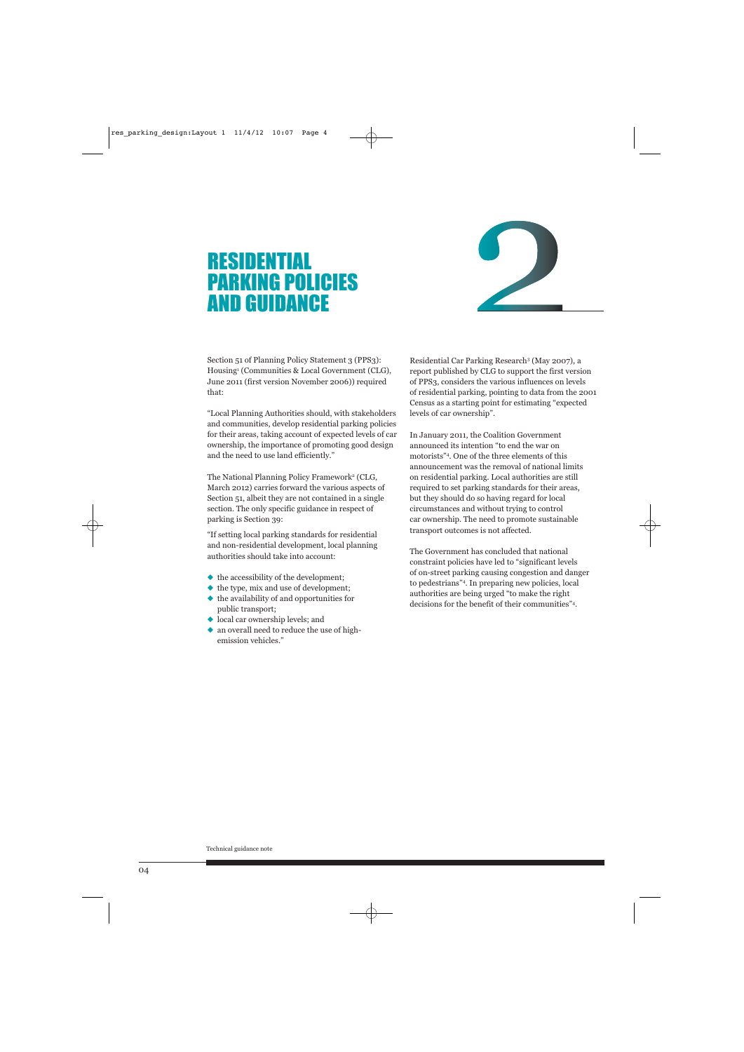# RESIDENTIAL PARKING POLICIES AND GUIDANCE

# 2

Section 51 of Planning Policy Statement 3 (PPS3): Housing[1] (Communities & Local Government (CLG), June 2011 (first version November 2006)) required that:

"Local Planning Authorities should, with stakeholders and communities, develop residential parking policies for their areas, taking account of expected levels of car ownership, the importance of promoting good design and the need to use land efficiently."

The National Planning Policy Framework[2] (CLG, March 2012) carries forward the various aspects of Section 51, albeit they are not contained in a single section. The only specific guidance in respect of parking is Section 39:

"If setting local parking standards for residential and non-residential development, local planning authorities should take into account:

- the accessibility of the development;
- the type, mix and use of development;
- the availability of and opportunities for public transport;
- local car ownership levels; and
- an overall need to reduce the use of high-emission vehicles."

Residential Car Parking Research[3] (May 2007), a report published by CLG to support the first version of PPS3, considers the various influences on levels of residential parking, pointing to data from the 2001 Census as a starting point for estimating "expected levels of car ownership".

In January 2011, the Coalition Government announced its intention "to end the war on motorists"[4]. One of the three elements of this announcement was the removal of national limits on residential parking. Local authorities are still required to set parking standards for their areas, but they should do so having regard for local circumstances and without trying to control car ownership. The need to promote sustainable transport outcomes is not affected.

The Government has concluded that national constraint policies have led to "significant levels of on-street parking causing congestion and danger to pedestrians"[4]. In preparing new policies, local authorities are being urged "to make the right decisions for the benefit of their communities"[4].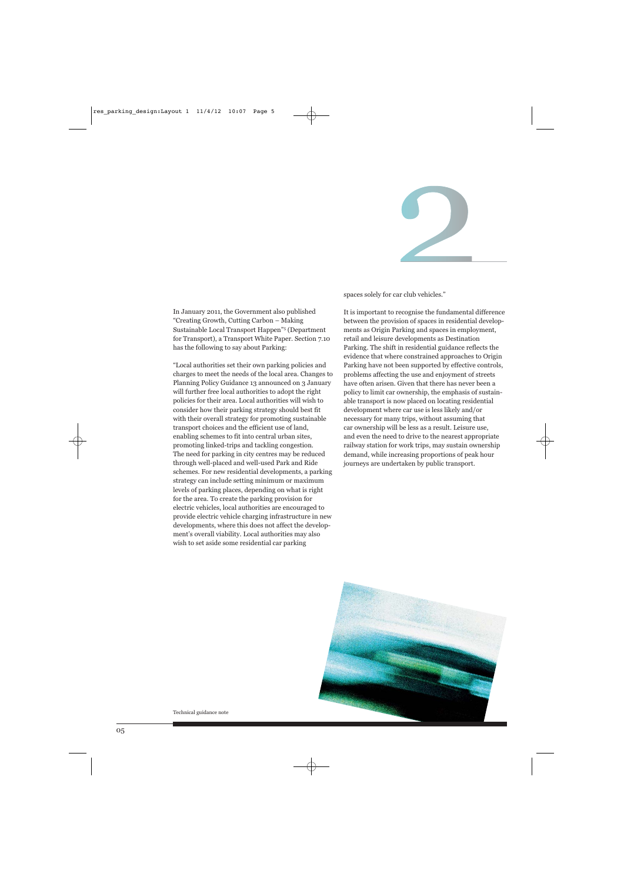In January 2011, the Government also published "Creating Growth, Cutting Carbon – Making Sustainable Local Transport Happen"[5] (Department for Transport), a Transport White Paper. Section 7.10 has the following to say about Parking:

"Local authorities set their own parking policies and charges to meet the needs of the local area. Changes to Planning Policy Guidance 13 announced on 3 January will further free local authorities to adopt the right policies for their area. Local authorities will wish to consider how their parking strategy should best fit with their overall strategy for promoting sustainable transport choices and the efficient use of land, enabling schemes to fit into central urban sites, promoting linked-trips and tackling congestion. The need for parking in city centres may be reduced through well-placed and well-used Park and Ride schemes. For new residential developments, a parking strategy can include setting minimum or maximum levels of parking places, depending on what is right for the area. To create the parking provision for electric vehicles, local authorities are encouraged to provide electric vehicle charging infrastructure in new developments, where this does not affect the development's overall viability. Local authorities may also wish to set aside some residential car parking spaces solely for car club vehicles."

It is important to recognise the fundamental difference between the provision of spaces in residential developments as Origin Parking and spaces in employment, retail and leisure developments as Destination Parking. The shift in residential guidance reflects the evidence that where constrained approaches to Origin Parking have not been supported by effective controls, problems affecting the use and enjoyment of streets have often arisen. Given that there has never been a policy to limit car ownership, the emphasis of sustainable transport is now placed on locating residential development where car use is less likely and/or necessary for many trips, without assuming that car ownership will be less as a result. Leisure use, and even the need to drive to the nearest appropriate railway station for work trips, may sustain ownership demand, while increasing proportions of peak hour journeys are undertaken by public transport.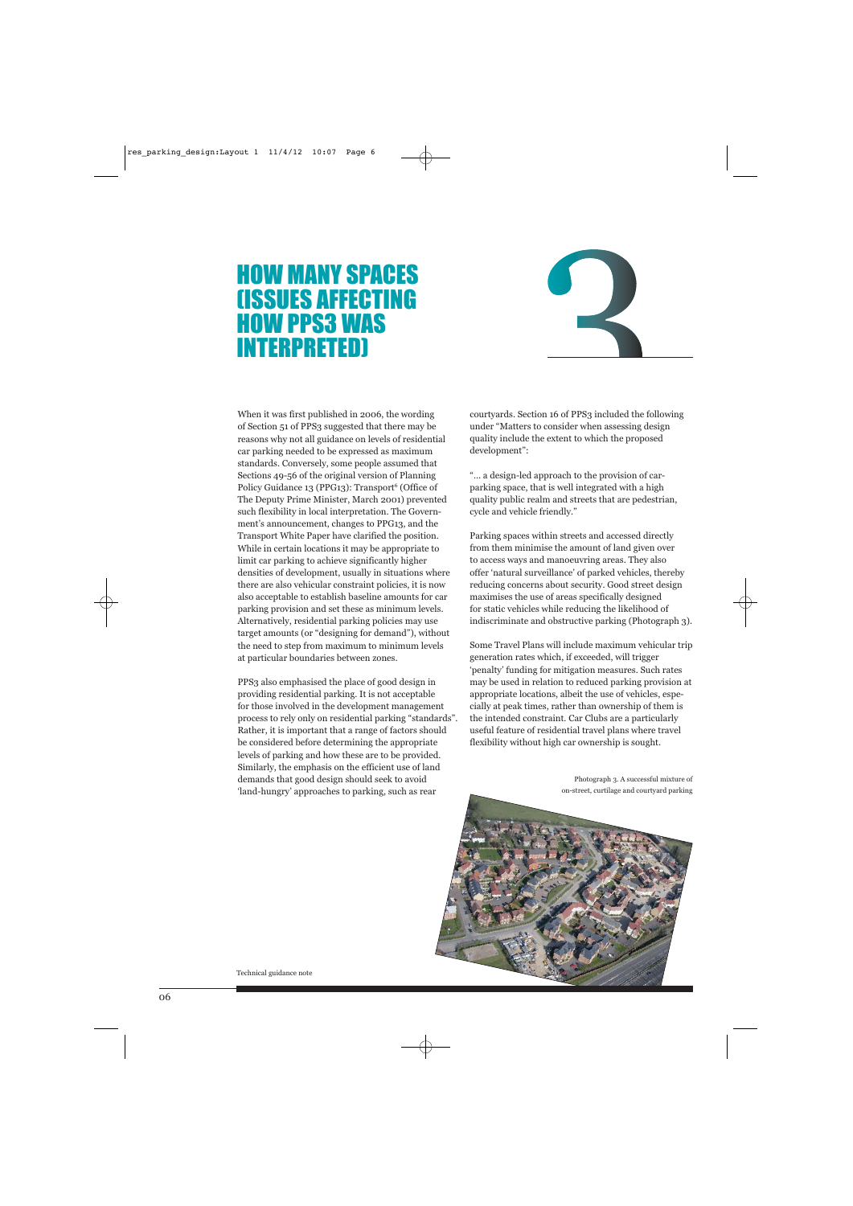# HOW MANY SPACES (ISSUES AFFECTING HOW PPS3 WAS INTERPRETED)

3

When it was first published in 2006, the wording of Section 51 of PPS3 suggested that there may be reasons why not all guidance on levels of residential car parking needed to be expressed as maximum standards. Conversely, some people assumed that Sections 49-56 of the original version of Planning Policy Guidance 13 (PPG13): Transport[6] (Office of The Deputy Prime Minister, March 2001) prevented such flexibility in local interpretation. The Government's announcement, changes to PPG13, and the Transport White Paper have clarified the position. While in certain locations it may be appropriate to limit car parking to achieve significantly higher densities of development, usually in situations where there are also vehicular constraint policies, it is now also acceptable to establish baseline amounts for car parking provision and set these as minimum levels. Alternatively, residential parking policies may use target amounts (or "designing for demand"), without the need to step from maximum to minimum levels at particular boundaries between zones.

PPS3 also emphasised the place of good design in providing residential parking. It is not acceptable for those involved in the development management process to rely only on residential parking "standards". Rather, it is important that a range of factors should be considered before determining the appropriate levels of parking and how these are to be provided. Similarly, the emphasis on the efficient use of land demands that good design should seek to avoid 'land-hungry' approaches to parking, such as rear courtyards. Section 16 of PPS3 included the following under "Matters to consider when assessing design quality include the extent to which the proposed development":

"... a design-led approach to the provision of car-parking space, that is well integrated with a high quality public realm and streets that are pedestrian, cycle and vehicle friendly."

Parking spaces within streets and accessed directly from them minimise the amount of land given over to access ways and manoeuvring areas. They also offer 'natural surveillance' of parked vehicles, thereby reducing concerns about security. Good street design maximises the use of areas specifically designed for static vehicles while reducing the likelihood of indiscriminate and obstructive parking (Photograph 3).

Some Travel Plans will include maximum vehicular trip generation rates which, if exceeded, will trigger 'penalty' funding for mitigation measures. Such rates may be used in relation to reduced parking provision at appropriate locations, albeit the use of vehicles, especially at peak times, rather than ownership of them is the intended constraint. Car Clubs are a particularly useful feature of residential travel plans where travel flexibility without high car ownership is sought.

Photograph 3. A successful mixture of on-street, curtilage and courtyard parking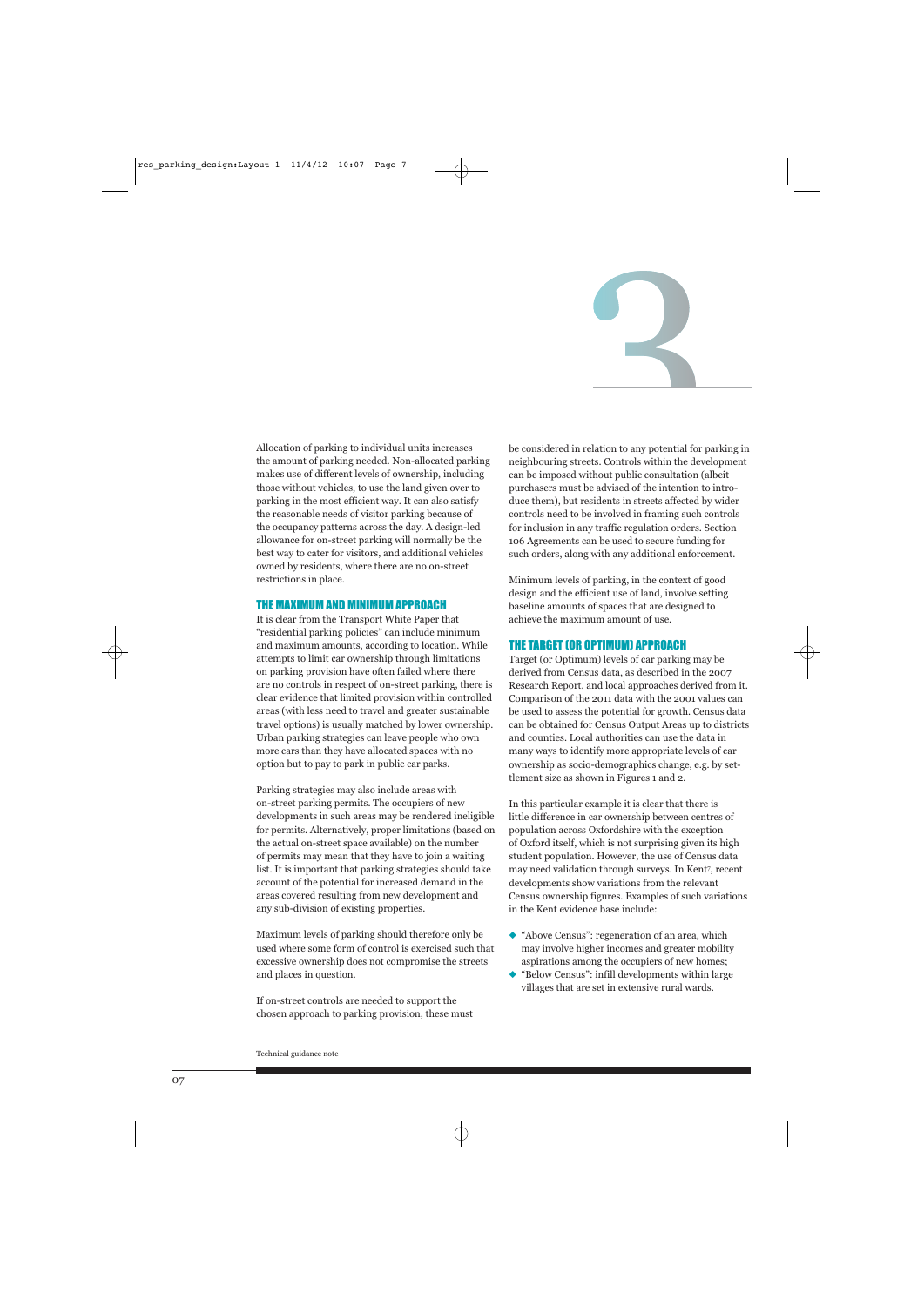Allocation of parking to individual units increases the amount of parking needed. Non-allocated parking makes use of different levels of ownership, including those without vehicles, to use the land given over to parking in the most efficient way. It can also satisfy the reasonable needs of visitor parking because of the occupancy patterns across the day. A design-led allowance for on-street parking will normally be the best way to cater for visitors, and additional vehicles owned by residents, where there are no on-street restrictions in place.

## THE MAXIMUM AND MINIMUM APPROACH

It is clear from the Transport White Paper that "residential parking policies" can include minimum and maximum amounts, according to location. While attempts to limit car ownership through limitations on parking provision have often failed where there are no controls in respect of on-street parking, there is clear evidence that limited provision within controlled areas (with less need to travel and greater sustainable travel options) is usually matched by lower ownership. Urban parking strategies can leave people who own more cars than they have allocated spaces with no option but to pay to park in public car parks.

Parking strategies may also include areas with on-street parking permits. The occupiers of new developments in such areas may be rendered ineligible for permits. Alternatively, proper limitations (based on the actual on-street space available) on the number of permits may mean that they have to join a waiting list. It is important that parking strategies should take account of the potential for increased demand in the areas covered resulting from new development and any sub-division of existing properties.

Maximum levels of parking should therefore only be used where some form of control is exercised such that excessive ownership does not compromise the streets and places in question.

If on-street controls are needed to support the chosen approach to parking provision, these must be considered in relation to any potential for parking in neighbouring streets. Controls within the development can be imposed without public consultation (albeit purchasers must be advised of the intention to introduce them), but residents in streets affected by wider controls need to be involved in framing such controls for inclusion in any traffic regulation orders. Section 106 Agreements can be used to secure funding for such orders, along with any additional enforcement.

Minimum levels of parking, in the context of good design and the efficient use of land, involve setting baseline amounts of spaces that are designed to achieve the maximum amount of use.

## THE TARGET (OR OPTIMUM) APPROACH

Target (or Optimum) levels of car parking may be derived from Census data, as described in the 2007 Research Report, and local approaches derived from it. Comparison of the 2011 data with the 2001 values can be used to assess the potential for growth. Census data can be obtained for Census Output Areas up to districts and counties. Local authorities can use the data in many ways to identify more appropriate levels of car ownership as socio-demographics change, e.g. by settlement size as shown in Figures 1 and 2.

In this particular example it is clear that there is little difference in car ownership between centres of population across Oxfordshire with the exception of Oxford itself, which is not surprising given its high student population. However, the use of Census data may need validation through surveys. In Kent[7], recent developments show variations from the relevant Census ownership figures. Examples of such variations in the Kent evidence base include:

- "Above Census": regeneration of an area, which may involve higher incomes and greater mobility aspirations among the occupiers of new homes;
- "Below Census": infill developments within large villages that are set in extensive rural wards.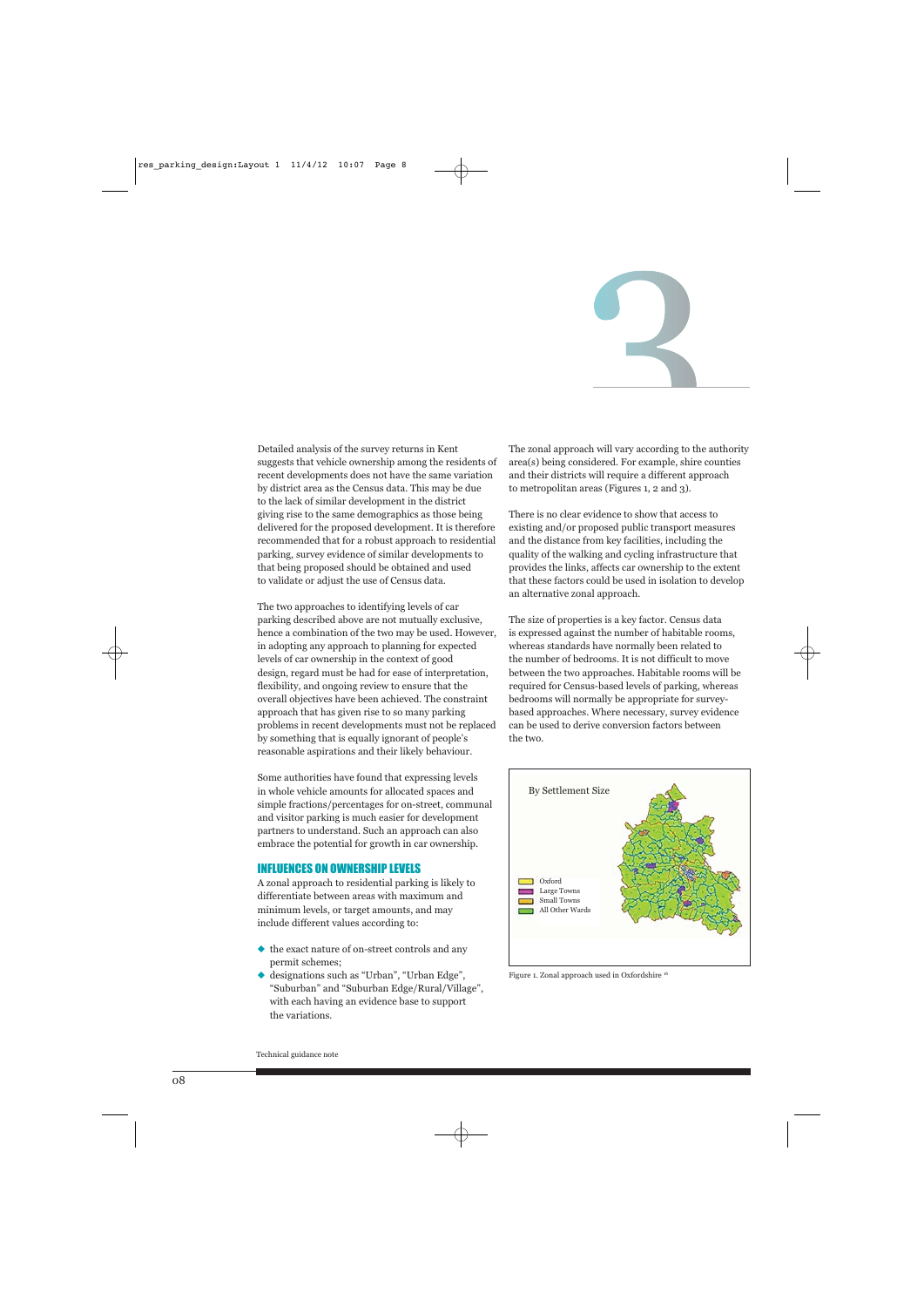# 3

Detailed analysis of the survey returns in Kent suggests that vehicle ownership among the residents of recent developments does not have the same variation by district area as the Census data. This may be due to the lack of similar development in the district giving rise to the same demographics as those being delivered for the proposed development. It is therefore recommended that for a robust approach to residential parking, survey evidence of similar developments to that being proposed should be obtained and used to validate or adjust the use of Census data.

The two approaches to identifying levels of car parking described above are not mutually exclusive, hence a combination of the two may be used. However, in adopting any approach to planning for expected levels of car ownership in the context of good design, regard must be had for ease of interpretation, flexibility, and ongoing review to ensure that the overall objectives have been achieved. The constraint approach that has given rise to so many parking problems in recent developments must not be replaced by something that is equally ignorant of people's reasonable aspirations and their likely behaviour.

Some authorities have found that expressing levels in whole vehicle amounts for allocated spaces and simple fractions/percentages for on-street, communal and visitor parking is much easier for development partners to understand. Such an approach can also embrace the potential for growth in car ownership.

## INFLUENCES ON OWNERSHIP LEVELS

A zonal approach to residential parking is likely to differentiate between areas with maximum and minimum levels, or target amounts, and may include different values according to:

- the exact nature of on-street controls and any permit schemes;
- designations such as "Urban", "Urban Edge", "Suburban" and "Suburban Edge/Rural/Village", with each having an evidence base to support the variations.

The zonal approach will vary according to the authority area(s) being considered. For example, shire counties and their districts will require a different approach to metropolitan areas (Figures 1, 2 and 3).

There is no clear evidence to show that access to existing and/or proposed public transport measures and the distance from key facilities, including the quality of the walking and cycling infrastructure that provides the links, affects car ownership to the extent that these factors could be used in isolation to develop an alternative zonal approach.

The size of properties is a key factor. Census data is expressed against the number of habitable rooms, whereas standards have normally been related to the number of bedrooms. It is not difficult to move between the two approaches. Habitable rooms will be required for Census-based levels of parking, whereas bedrooms will normally be appropriate for survey-based approaches. Where necessary, survey evidence can be used to derive conversion factors between the two.

By Settlement Size

- Oxford
- Large Towns
- Small Towns
- All Other Wards

Figure 1. Zonal approach used in Oxfordshire [10]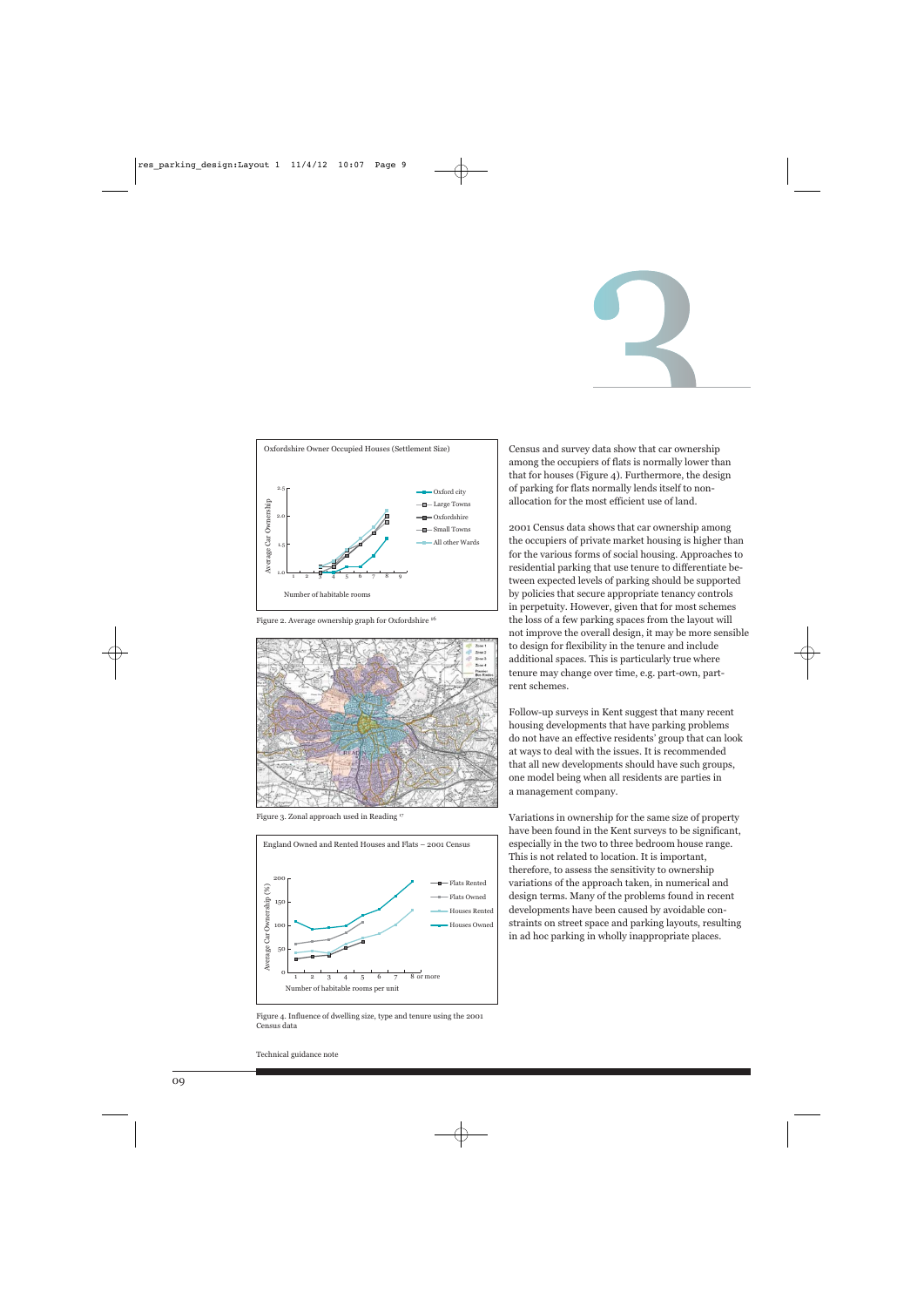Figure 2. Average ownership graph for Oxfordshire [16]

Figure 3. Zonal approach used in Reading [17]

Figure 4. Influence of dwelling size, type and tenure using the 2001 Census data

Census and survey data show that car ownership among the occupiers of flats is normally lower than that for houses (Figure 4). Furthermore, the design of parking for flats normally lends itself to non-allocation for the most efficient use of land.

2001 Census data shows that car ownership among the occupiers of private market housing is higher than that for the various forms of social housing. Approaches to residential parking that use tenure to differentiate between expected levels of parking should be supported by policies that secure appropriate tenancy controls in perpetuity. However, given that for most schemes the loss of a few parking spaces from the layout will not improve the overall design, it may be more sensible to design for flexibility in the tenure and include additional spaces. This is particularly true where tenure may change over time, e.g. part-own, part-rent schemes.

Follow-up surveys in Kent suggest that many recent housing developments that have parking problems do not have an effective residents' group that can look at ways to deal with the issues. It is recommended that all new developments should have such groups, one model being when all residents are parties in a management company.

Variations in ownership for the same size of property have been found in the Kent surveys to be significant, especially in the two to three bedroom house range. This is not related to location. It is important, therefore, to assess the sensitivity to ownership variations of the approach taken, in numerical and design terms. Many of the problems found in recent developments have been caused by avoidable constraints on street space and parking layouts, resulting in ad hoc parking in wholly inappropriate places.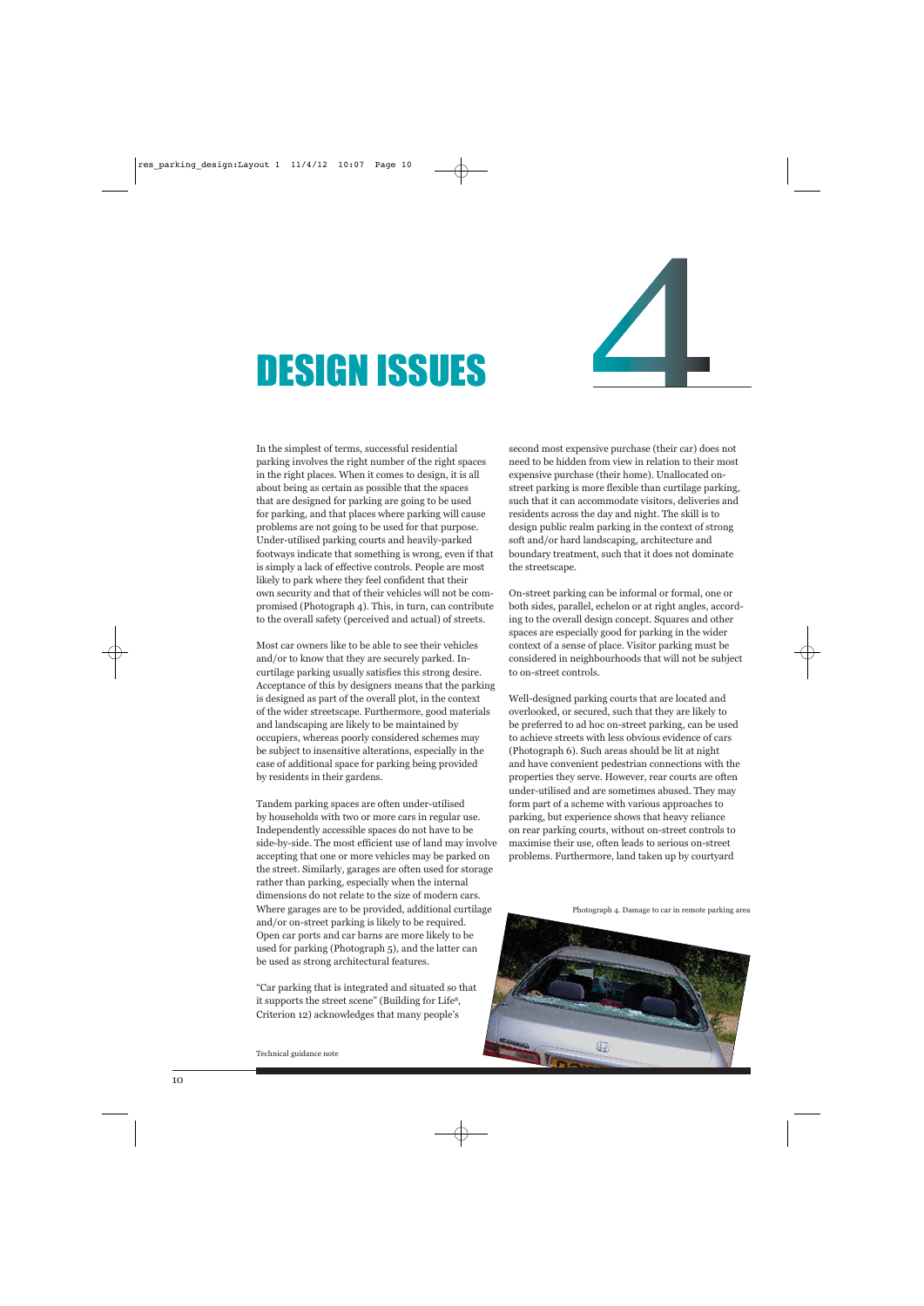# 4 DESIGN ISSUES

In the simplest of terms, successful residential parking involves the right number of the right spaces in the right places. When it comes to design, it is all about being as certain as possible that the spaces that are designed for parking are going to be used for parking, and that places where parking will cause problems are not going to be used for that purpose. Under-utilised parking courts and heavily-parked footways indicate that something is wrong, even if that is simply a lack of effective controls. People are most likely to park where they feel confident that their own security and that of their vehicles will not be compromised (Photograph 4). This, in turn, can contribute to the overall safety (perceived and actual) of streets.

Most car owners like to be able to see their vehicles and/or to know that they are securely parked. In-curtilage parking usually satisfies this strong desire. Acceptance of this by designers means that the parking is designed as part of the overall plot, in the context of the wider streetscape. Furthermore, good materials and landscaping are likely to be maintained by occupiers, whereas poorly considered schemes may be subject to insensitive alterations, especially in the case of additional space for parking being provided by residents in their gardens.

Tandem parking spaces are often under-utilised by households with two or more cars in regular use. Independently accessible spaces do not have to be side-by-side. The most efficient use of land may involve accepting that one or more vehicles may be parked on the street. Similarly, garages are often used for storage rather than parking, especially when the internal dimensions do not relate to the size of modern cars. Where garages are to be provided, additional curtilage and/or on-street parking is likely to be required. Open car ports and car barns are more likely to be used for parking (Photograph 5), and the latter can be used as strong architectural features.

"Car parking that is integrated and situated so that it supports the street scene" (Building for Life[8], Criterion 12) acknowledges that many people's second most expensive purchase (their car) does not need to be hidden from view in relation to their most expensive purchase (their home). Unallocated on-street parking is more flexible than curtilage parking, such that it can accommodate visitors, deliveries and residents across the day and night. The skill is to design public realm parking in the context of strong soft and/or hard landscaping, architecture and boundary treatment, such that it does not dominate the streetscape.

On-street parking can be informal or formal, one or both sides, parallel, echelon or at right angles, according to the overall design concept. Squares and other spaces are especially good for parking in the wider context of a sense of place. Visitor parking must be considered in neighbourhoods that will not be subject to on-street controls.

Well-designed parking courts that are located and overlooked, or secured, such that they are likely to be preferred to ad hoc on-street parking, can be used to achieve streets with less obvious evidence of cars (Photograph 6). Such areas should be lit at night and have convenient pedestrian connections with the properties they serve. However, rear courts are often under-utilised and are sometimes abused. They may form part of a scheme with various approaches to parking, but experience shows that heavy reliance on rear parking courts, without on-street controls to maximise their use, often leads to serious on-street problems. Furthermore, land taken up by courtyard

Photograph 4. Damage to car in remote parking area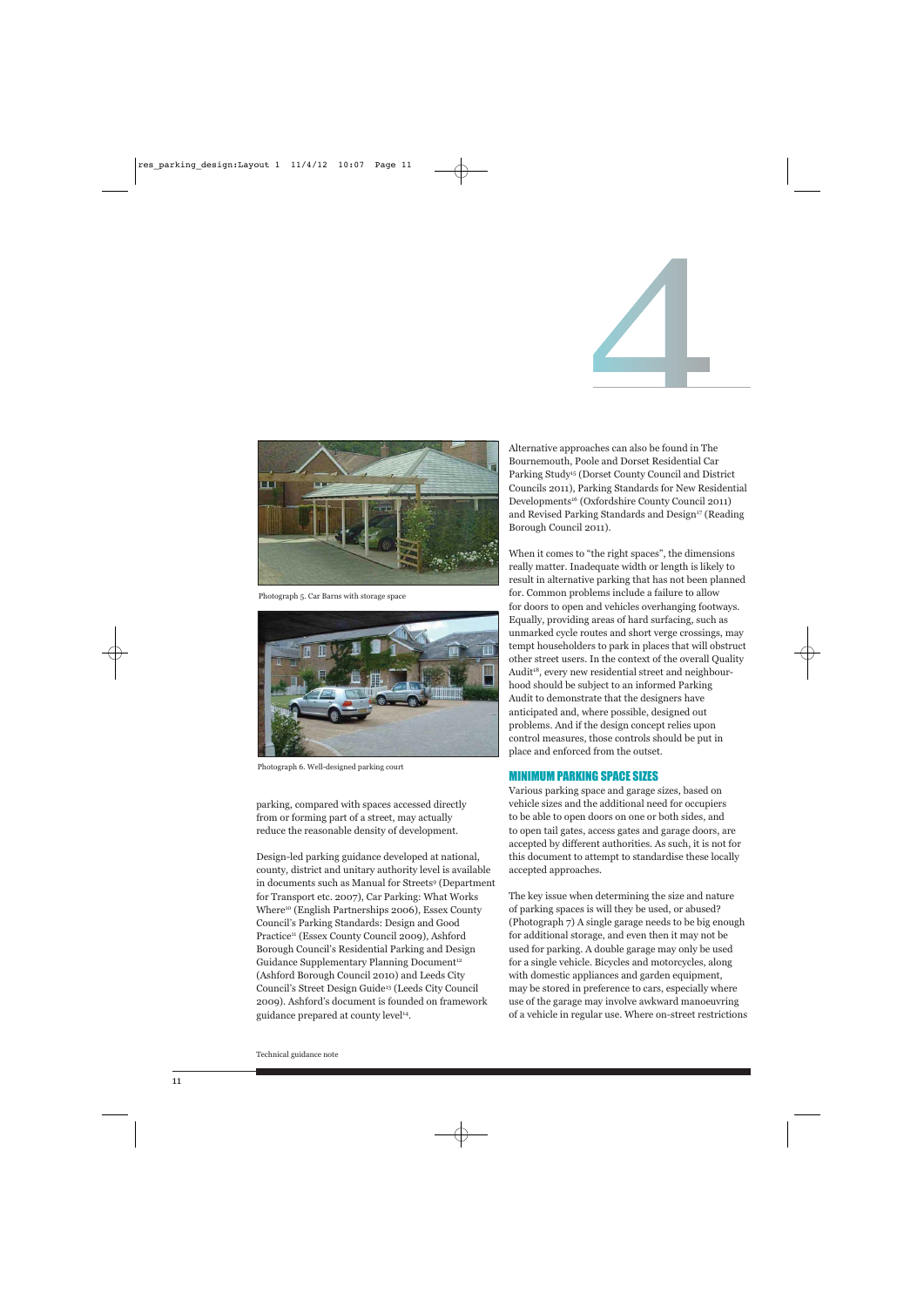Photograph 5. Car Barns with storage space

Photograph 6. Well-designed parking court

parking, compared with spaces accessed directly from or forming part of a street, may actually reduce the reasonable density of development.

Design-led parking guidance developed at national, county, district and unitary authority level is available in documents such as Manual for Streets[9] (Department for Transport etc. 2007), Car Parking: What Works Where[10] (English Partnerships 2006), Essex County Council's Parking Standards: Design and Good Practice[11] (Essex County Council 2009), Ashford Borough Council's Residential Parking and Design Guidance Supplementary Planning Document[12] (Ashford Borough Council 2010) and Leeds City Council's Street Design Guide[13] (Leeds City Council 2009). Ashford's document is founded on framework guidance prepared at county level[14].

Alternative approaches can also be found in The Bournemouth, Poole and Dorset Residential Car Parking Study[15] (Dorset County Council and District Councils 2011), Parking Standards for New Residential Developments[16] (Oxfordshire County Council 2011) and Revised Parking Standards and Design[17] (Reading Borough Council 2011).

When it comes to "the right spaces", the dimensions really matter. Inadequate width or length is likely to result in alternative parking that has not been planned for. Common problems include a failure to allow for doors to open and vehicles overhanging footways. Equally, providing areas of hard surfacing, such as unmarked cycle routes and short verge crossings, may tempt householders to park in places that will obstruct other street users. In the context of the overall Quality Audit[18], every new residential street and neighbourhood should be subject to an informed Parking Audit to demonstrate that the designers have anticipated and, where possible, designed out problems. And if the design concept relies upon control measures, those controls should be put in place and enforced from the outset.

## MINIMUM PARKING SPACE SIZES

Various parking space and garage sizes, based on vehicle sizes and the additional need for occupiers to be able to open doors on one or both sides, and to open tail gates, access gates and garage doors, are accepted by different authorities. As such, it is not for this document to attempt to standardise these locally accepted approaches.

The key issue when determining the size and nature of parking spaces is will they be used, or abused? (Photograph 7) A single garage needs to be big enough for additional storage, and even then it may not be used for parking. A double garage may only be used for a single vehicle. Bicycles and motorcycles, along with domestic appliances and garden equipment, may be stored in preference to cars, especially where use of the garage may involve awkward manoeuvring of a vehicle in regular use. Where on-street restrictions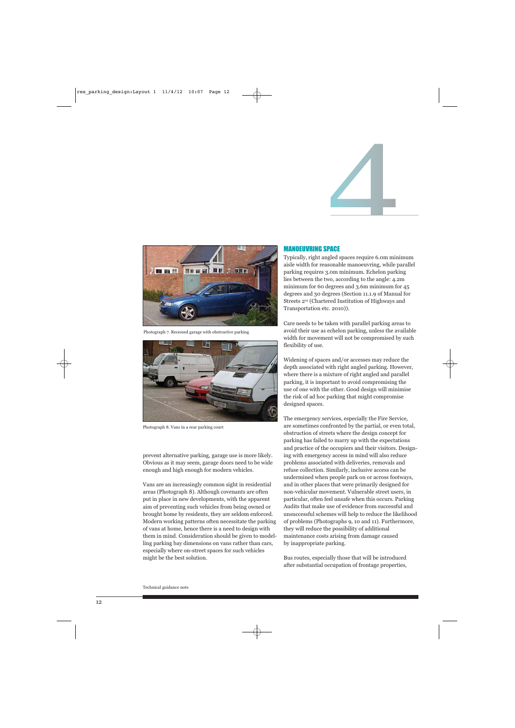Photograph 7. Recessed garage with obstructive parking

Photograph 8. Vans in a rear parking court

prevent alternative parking, garage use is more likely. Obvious as it may seem, garage doors need to be wide enough and high enough for modern vehicles.

Vans are an increasingly common sight in residential areas (Photograph 8). Although covenants are often put in place in new developments, with the apparent aim of preventing such vehicles from being owned or brought home by residents, they are seldom enforced. Modern working patterns often necessitate the parking of vans at home, hence there is a need to design with them in mind. Consideration should be given to modelling parking bay dimensions on vans rather than cars, especially where on-street spaces for such vehicles might be the best solution.

## MANOEUVRING SPACE

Typically, right angled spaces require 6.0m minimum aisle width for reasonable manoeuvring, while parallel parking requires 3.0m minimum. Echelon parking lies between the two, according to the angle: 4.2m minimum for 60 degrees and 3.6m minimum for 45 degrees and 30 degrees (Section 11.1.9 of Manual for Streets 2[19] (Chartered Institution of Highways and Transportation etc. 2010)).

Care needs to be taken with parallel parking areas to avoid their use as echelon parking, unless the available width for movement will not be compromised by such flexibility of use.

Widening of spaces and/or accesses may reduce the depth associated with right angled parking. However, where there is a mixture of right angled and parallel parking, it is important to avoid compromising the use of one with the other. Good design will minimise the risk of ad hoc parking that might compromise designed spaces.

The emergency services, especially the Fire Service, are sometimes confronted by the partial, or even total, obstruction of streets where the design concept for parking has failed to marry up with the expectations and practice of the occupiers and their visitors. Designing with emergency access in mind will also reduce problems associated with deliveries, removals and refuse collection. Similarly, inclusive access can be undermined when people park on or across footways, and in other places that were primarily designed for non-vehicular movement. Vulnerable street users, in particular, often feel unsafe when this occurs. Parking Audits that make use of evidence from successful and unsuccessful schemes will help to reduce the likelihood of problems (Photographs 9, 10 and 11). Furthermore, they will reduce the possibility of additional maintenance costs arising from damage caused by inappropriate parking.

Bus routes, especially those that will be introduced after substantial occupation of frontage properties,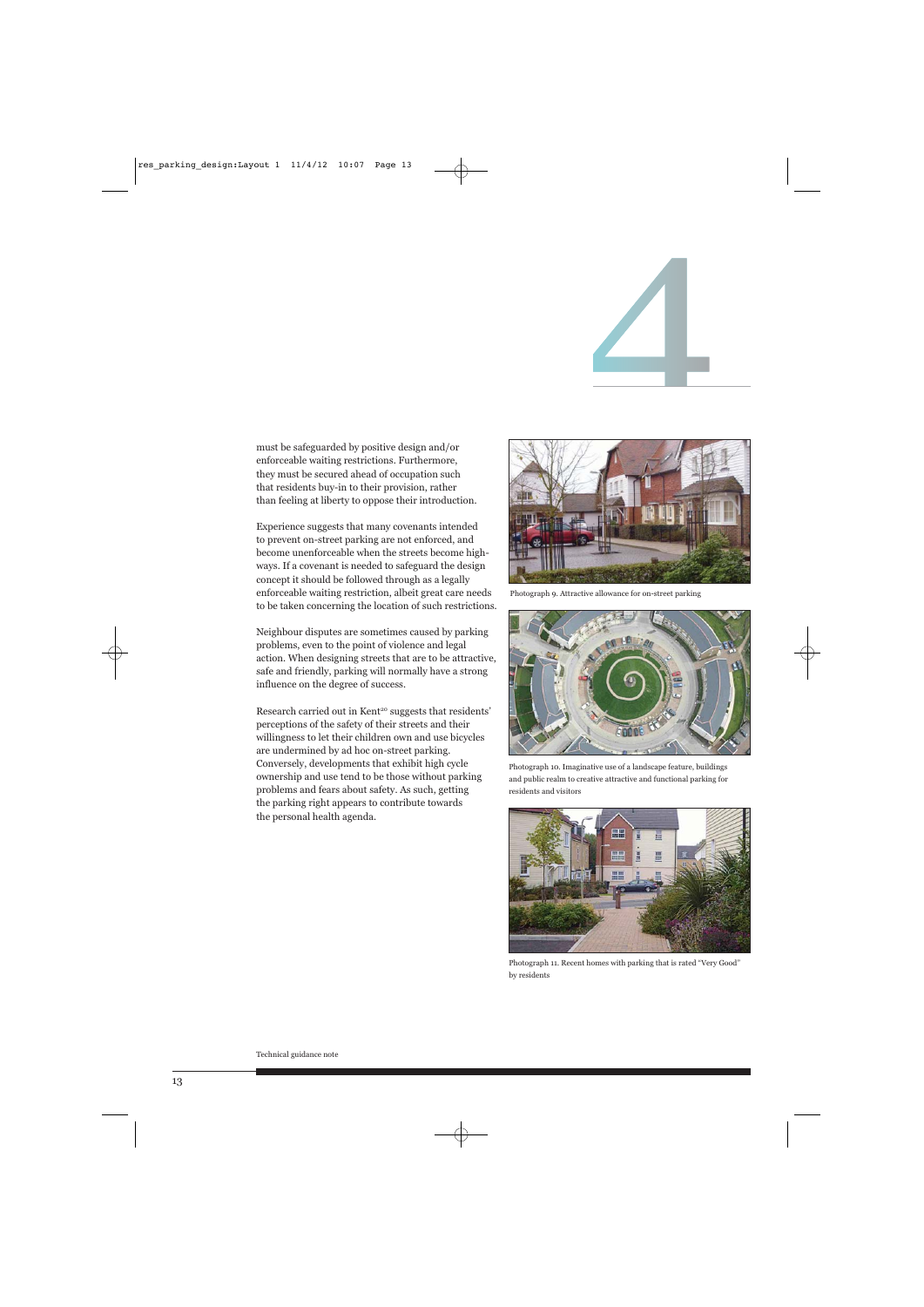must be safeguarded by positive design and/or enforceable waiting restrictions. Furthermore, they must be secured ahead of occupation such that residents buy-in to their provision, rather than feeling at liberty to oppose their introduction.

Experience suggests that many covenants intended to prevent on-street parking are not enforced, and become unenforceable when the streets become highways. If a covenant is needed to safeguard the design concept it should be followed through as a legally enforceable waiting restriction, albeit great care needs to be taken concerning the location of such restrictions.

Neighbour disputes are sometimes caused by parking problems, even to the point of violence and legal action. When designing streets that are to be attractive, safe and friendly, parking will normally have a strong influence on the degree of success.

Research carried out in Kent[20] suggests that residents' perceptions of the safety of their streets and their willingness to let their children own and use bicycles are undermined by ad hoc on-street parking. Conversely, developments that exhibit high cycle ownership and use tend to be those without parking problems and fears about safety. As such, getting the parking right appears to contribute towards the personal health agenda.

Photograph 9. Attractive allowance for on-street parking

Photograph 10. Imaginative use of a landscape feature, buildings and public realm to creative attractive and functional parking for residents and visitors

Photograph 11. Recent homes with parking that is rated "Very Good" by residents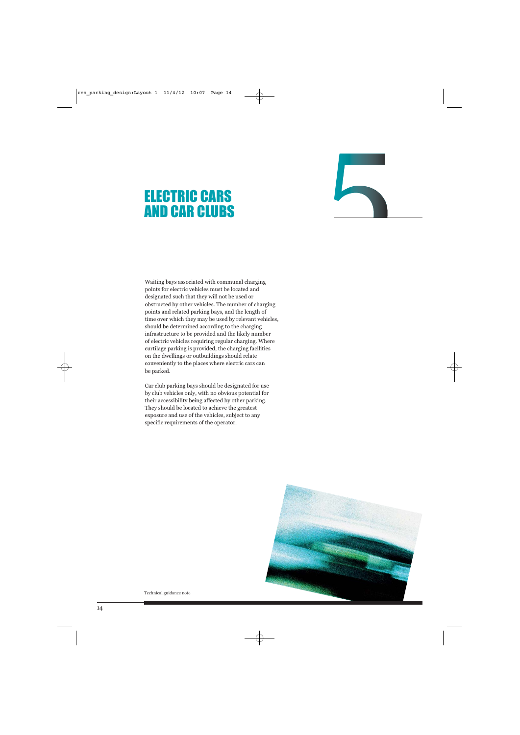# 5 ELECTRIC CARS AND CAR CLUBS

Waiting bays associated with communal charging points for electric vehicles must be located and designated such that they will not be used or obstructed by other vehicles. The number of charging points and related parking bays, and the length of time over which they may be used by relevant vehicles, should be determined according to the charging infrastructure to be provided and the likely number of electric vehicles requiring regular charging. Where curtilage parking is provided, the charging facilities on the dwellings or outbuildings should relate conveniently to the places where electric cars can be parked.

Car club parking bays should be designated for use by club vehicles only, with no obvious potential for their accessibility being affected by other parking. They should be located to achieve the greatest exposure and use of the vehicles, subject to any specific requirements of the operator.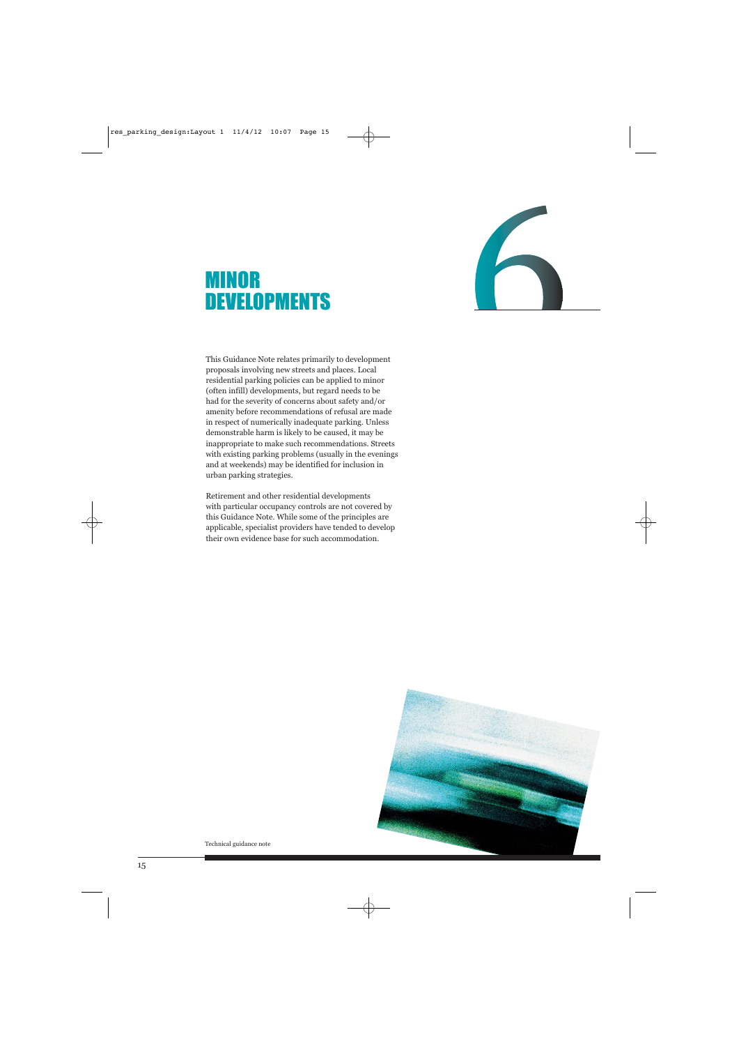# 6 MINOR DEVELOPMENTS

This Guidance Note relates primarily to development proposals involving new streets and places. Local residential parking policies can be applied to minor (often infill) developments, but regard needs to be had for the severity of concerns about safety and/or amenity before recommendations of refusal are made in respect of numerically inadequate parking. Unless demonstrable harm is likely to be caused, it may be inappropriate to make such recommendations. Streets with existing parking problems (usually in the evenings and at weekends) may be identified for inclusion in urban parking strategies.

Retirement and other residential developments with particular occupancy controls are not covered by this Guidance Note. While some of the principles are applicable, specialist providers have tended to develop their own evidence base for such accommodation.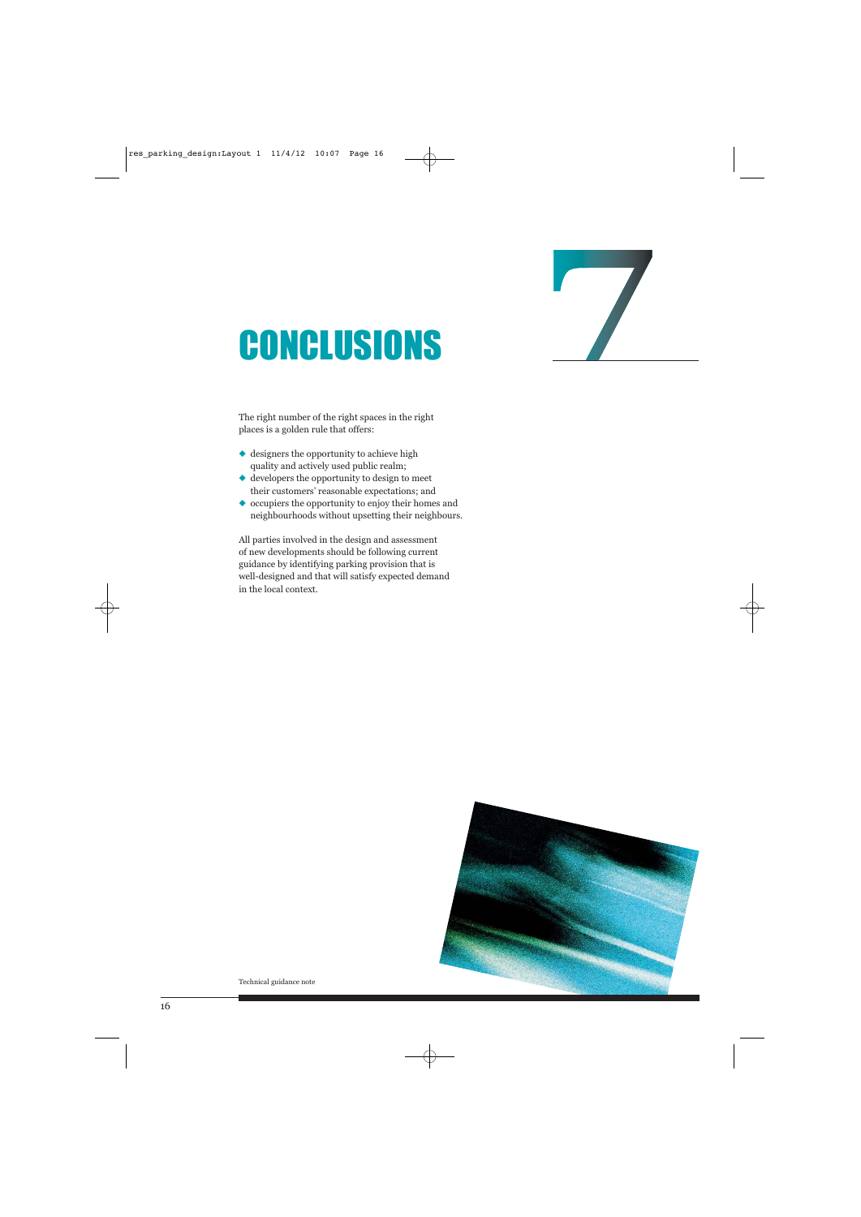# 7 CONCLUSIONS

The right number of the right spaces in the right places is a golden rule that offers:

- designers the opportunity to achieve high quality and actively used public realm;
- developers the opportunity to design to meet their customers' reasonable expectations; and
- occupiers the opportunity to enjoy their homes and neighbourhoods without upsetting their neighbours.

All parties involved in the design and assessment of new developments should be following current guidance by identifying parking provision that is well-designed and that will satisfy expected demand in the local context.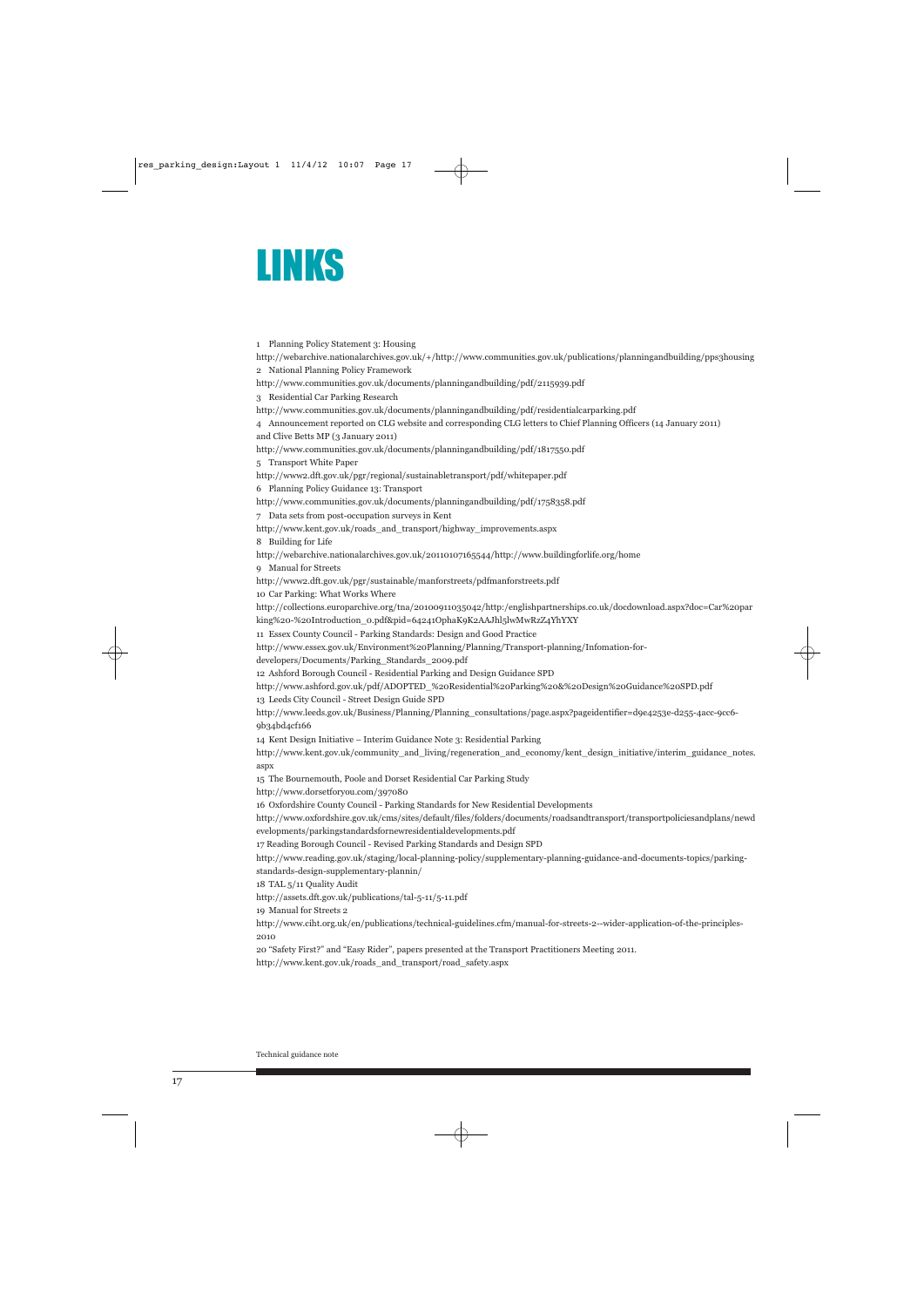# LINKS

1 Planning Policy Statement 3: Housing
http://webarchive.nationalarchives.gov.uk/+/http://www.communities.gov.uk/publications/planningandbuilding/pps3housing

2 National Planning Policy Framework
http://www.communities.gov.uk/documents/planningandbuilding/pdf/2115939.pdf

3 Residential Car Parking Research
http://www.communities.gov.uk/documents/planningandbuilding/pdf/residentialcarparking.pdf

4 Announcement reported on CLG website and corresponding CLG letters to Chief Planning Officers (14 January 2011) and Clive Betts MP (3 January 2011)
http://www.communities.gov.uk/documents/planningandbuilding/pdf/1817550.pdf

5 Transport White Paper
http://www2.dft.gov.uk/pgr/regional/sustainabletransport/pdf/whitepaper.pdf

6 Planning Policy Guidance 13: Transport
http://www.communities.gov.uk/documents/planningandbuilding/pdf/1758358.pdf

7 Data sets from post-occupation surveys in Kent
http://www.kent.gov.uk/roads_and_transport/highway_improvements.aspx

8 Building for Life
http://webarchive.nationalarchives.gov.uk/20110107165544/http://www.buildingforlife.org/home

9 Manual for Streets
http://www2.dft.gov.uk/pgr/sustainable/manforstreets/pdfmanforstreets.pdf

10 Car Parking: What Works Where
http://collections.europarchive.org/tna/20100911035042/http:/englishpartnerships.co.uk/docdownload.aspx?doc=Car%20parking%20-%20Introduction_0.pdf&pid=64241OphaK9K2AAJhl5lwMwRzZ4YhYXY

11 Essex County Council - Parking Standards: Design and Good Practice
http://www.essex.gov.uk/Environment%20Planning/Planning/Transport-planning/Infomation-for-developers/Documents/Parking_Standards_2009.pdf

12 Ashford Borough Council - Residential Parking and Design Guidance SPD
http://www.ashford.gov.uk/pdf/ADOPTED_%20Residential%20Parking%20&%20Design%20Guidance%20SPD.pdf

13 Leeds City Council - Street Design Guide SPD
http://www.leeds.gov.uk/Business/Planning/Planning_consultations/page.aspx?pageidentifier=d9e4253e-d255-4acc-9cc6-9b34bd4cf166

14 Kent Design Initiative – Interim Guidance Note 3: Residential Parking
http://www.kent.gov.uk/community_and_living/regeneration_and_economy/kent_design_initiative/interim_guidance_notes.aspx

15 The Bournemouth, Poole and Dorset Residential Car Parking Study
http://www.dorsetforyou.com/397080

16 Oxfordshire County Council - Parking Standards for New Residential Developments
http://www.oxfordshire.gov.uk/cms/sites/default/files/folders/documents/roadsandtransport/transportpoliciesandplans/newdevelopments/parkingstandardsfornewresidentialdevelopments.pdf

17 Reading Borough Council - Revised Parking Standards and Design SPD
http://www.reading.gov.uk/staging/local-planning-policy/supplementary-planning-guidance-and-documents-topics/parking-standards-design-supplementary-plannin/

18 TAL 5/11 Quality Audit
http://assets.dft.gov.uk/publications/tal-5-11/5-11.pdf

19 Manual for Streets 2
http://www.ciht.org.uk/en/publications/technical-guidelines.cfm/manual-for-streets-2--wider-application-of-the-principles-2010

20 "Safety First?" and "Easy Rider", papers presented at the Transport Practitioners Meeting 2011.
http://www.kent.gov.uk/roads_and_transport/road_safety.aspx

Technical guidance note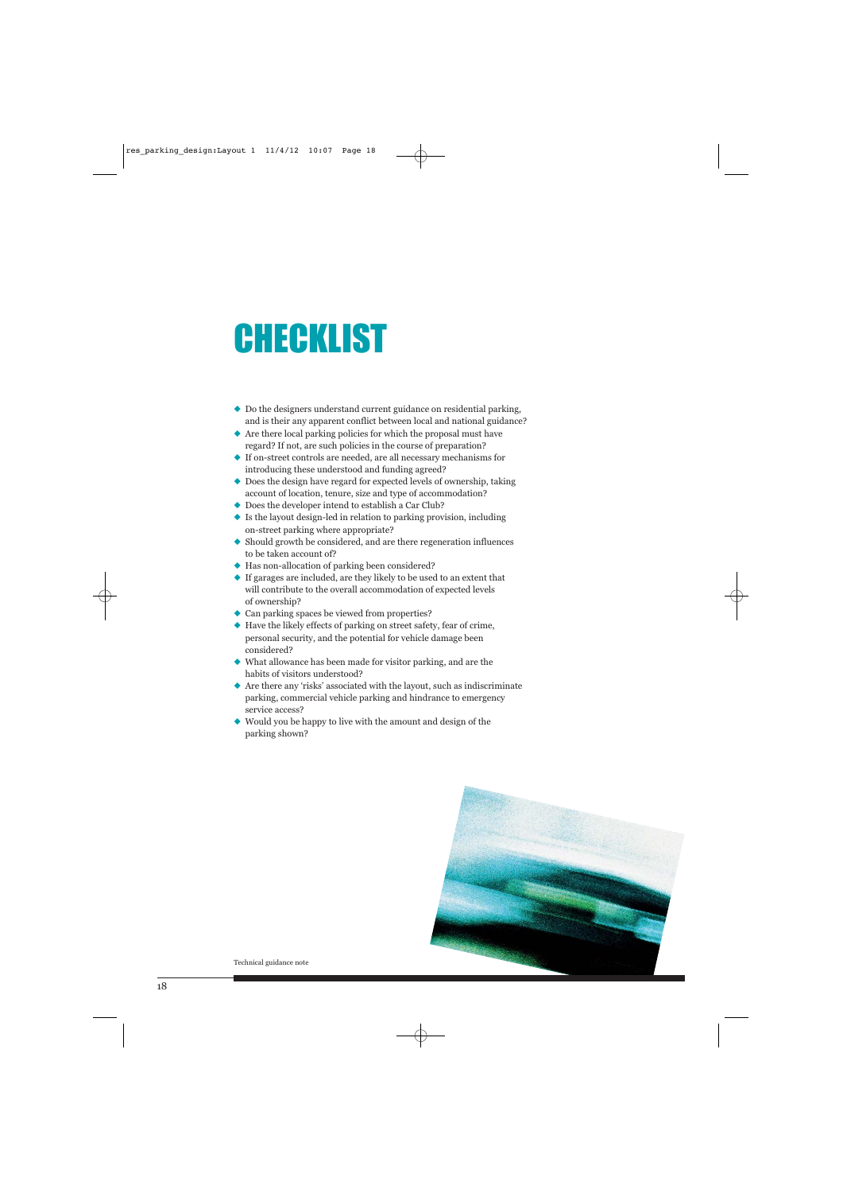# CHECKLIST

- Do the designers understand current guidance on residential parking, and is their any apparent conflict between local and national guidance?
- Are there local parking policies for which the proposal must have regard? If not, are such policies in the course of preparation?
- If on-street controls are needed, are all necessary mechanisms for introducing these understood and funding agreed?
- Does the design have regard for expected levels of ownership, taking account of location, tenure, size and type of accommodation?
- Does the developer intend to establish a Car Club?
- Is the layout design-led in relation to parking provision, including on-street parking where appropriate?
- Should growth be considered, and are there regeneration influences to be taken account of?
- Has non-allocation of parking been considered?
- If garages are included, are they likely to be used to an extent that will contribute to the overall accommodation of expected levels of ownership?
- Can parking spaces be viewed from properties?
- Have the likely effects of parking on street safety, fear of crime, personal security, and the potential for vehicle damage been considered?
- What allowance has been made for visitor parking, and are the habits of visitors understood?
- Are there any 'risks' associated with the layout, such as indiscriminate parking, commercial vehicle parking and hindrance to emergency service access?
- Would you be happy to live with the amount and design of the parking shown?